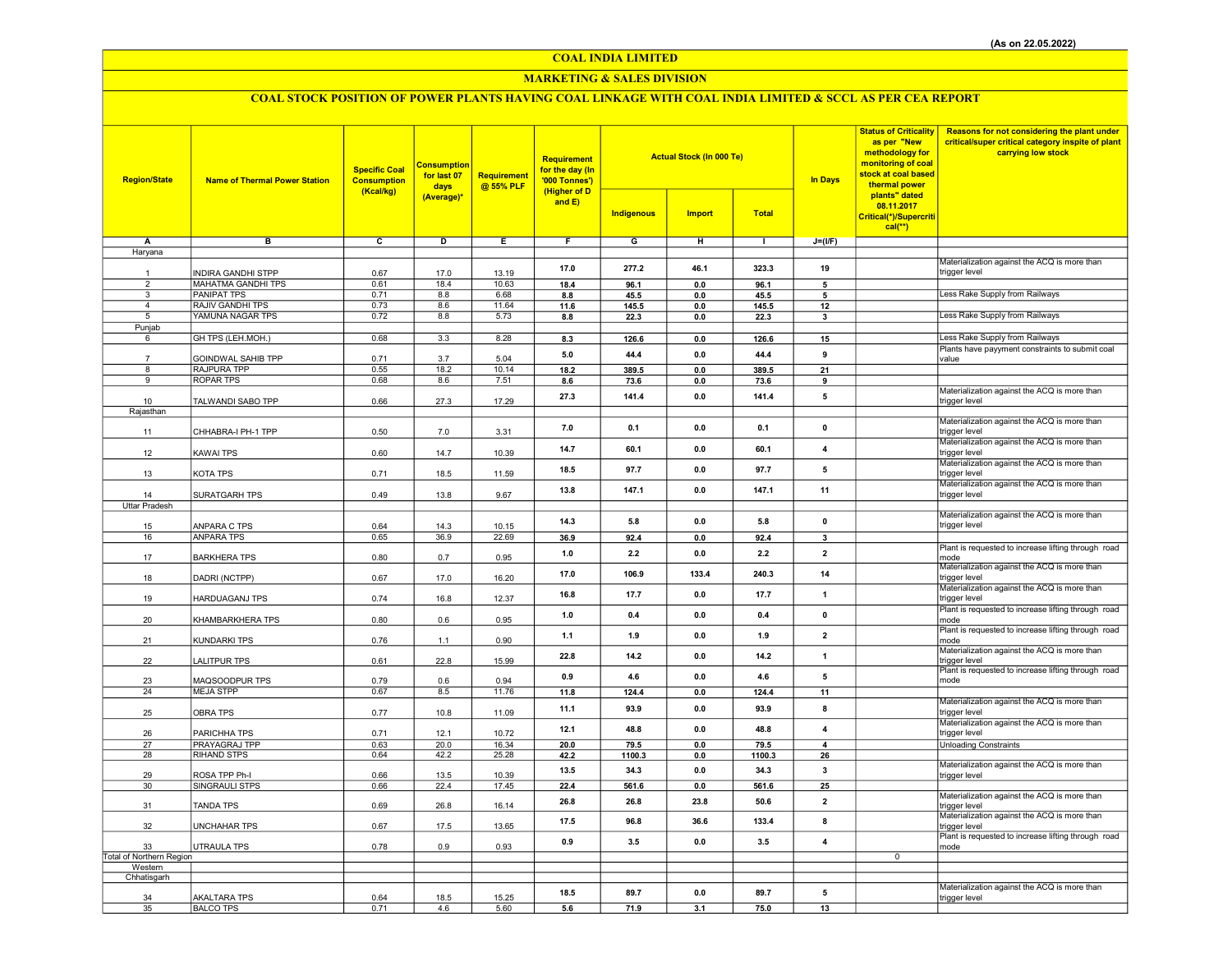(As on 22.05.2022)

# COAL INDIA LIMITED

## MARKETING & SALES DIVISION

### COAL STOCK POSITION OF POWER PLANTS HAVING COAL LINKAGE WITH COAL INDIA LIMITED & SCCL AS PER CEA REPORT

| Region/State | Name of Thermal Power Station | Specific Coal Consumption (Kcal/kg) | Consumption for last 07 days (Average)* | Requirement @ 55% PLF | Requirement for the day (In '000 Tonnes') (Higher of D and E) | Actual Stock (In 000 Te) | | | In Days | Status of Criticality as per "New methodology for monitoring of coal stock at coal based thermal power plants" dated 08.11.2017 Critical(*)/Supercritical(**) | Reasons for not considering the plant under critical/super critical category inspite of plant carrying low stock |
|---|---|---|---|---|---|---|---|---|---|---|---|
| | | | | | | Indigenous | Import | Total | | | |
| A | B | C | D | E | F | G | H | I | J=(I/F) | | |
| Haryana | | | | | | | | | | | |
| 1 | INDIRA GANDHI STPP | 0.67 | 17.0 | 13.19 | 17.0 | 277.2 | 46.1 | 323.3 | 19 | | Materialization against the ACQ is more than trigger level |
| 2 | MAHATMA GANDHI TPS | 0.61 | 18.4 | 10.63 | 18.4 | 96.1 | 0.0 | 96.1 | 5 | | |
| 3 | PANIPAT TPS | 0.71 | 8.8 | 6.68 | 8.8 | 45.5 | 0.0 | 45.5 | 5 | | Less Rake Supply from Railways |
| 4 | RAJIV GANDHI TPS | 0.73 | 8.6 | 11.64 | 11.6 | 145.5 | 0.0 | 145.5 | 12 | | |
| 5 | YAMUNA NAGAR TPS | 0.72 | 8.8 | 5.73 | 8.8 | 22.3 | 0.0 | 22.3 | 3 | | Less Rake Supply from Railways |
| Punjab | | | | | | | | | | | |
| 6 | GH TPS (LEH.MOH.) | 0.68 | 3.3 | 8.28 | 8.3 | 126.6 | 0.0 | 126.6 | 15 | | Less Rake Supply from Railways |
| 7 | GOINDWAL SAHIB TPP | 0.71 | 3.7 | 5.04 | 5.0 | 44.4 | 0.0 | 44.4 | 9 | | Plants have payyment constraints to submit coal value |
| 8 | RAJPURA TPP | 0.55 | 18.2 | 10.14 | 18.2 | 389.5 | 0.0 | 389.5 | 21 | | |
| 9 | ROPAR TPS | 0.68 | 8.6 | 7.51 | 8.6 | 73.6 | 0.0 | 73.6 | 9 | | |
| 10 | TALWANDI SABO TPP | 0.66 | 27.3 | 17.29 | 27.3 | 141.4 | 0.0 | 141.4 | 5 | | Materialization against the ACQ is more than trigger level |
| Rajasthan | | | | | | | | | | | |
| 11 | CHHABRA-I PH-1 TPP | 0.50 | 7.0 | 3.31 | 7.0 | 0.1 | 0.0 | 0.1 | 0 | | Materialization against the ACQ is more than trigger level |
| 12 | KAWAI TPS | 0.60 | 14.7 | 10.39 | 14.7 | 60.1 | 0.0 | 60.1 | 4 | | Materialization against the ACQ is more than trigger level |
| 13 | KOTA TPS | 0.71 | 18.5 | 11.59 | 18.5 | 97.7 | 0.0 | 97.7 | 5 | | Materialization against the ACQ is more than trigger level |
| 14 | SURATGARH TPS | 0.49 | 13.8 | 9.67 | 13.8 | 147.1 | 0.0 | 147.1 | 11 | | Materialization against the ACQ is more than trigger level |
| Uttar Pradesh | | | | | | | | | | | |
| 15 | ANPARA C TPS | 0.64 | 14.3 | 10.15 | 14.3 | 5.8 | 0.0 | 5.8 | 0 | | Materialization against the ACQ is more than trigger level |
| 16 | ANPARA TPS | 0.65 | 36.9 | 22.69 | 36.9 | 92.4 | 0.0 | 92.4 | 3 | | |
| 17 | BARKHERA TPS | 0.80 | 0.7 | 0.95 | 1.0 | 2.2 | 0.0 | 2.2 | 2 | | Plant is requested to increase lifting through road mode |
| 18 | DADRI (NCTPP) | 0.67 | 17.0 | 16.20 | 17.0 | 106.9 | 133.4 | 240.3 | 14 | | Materialization against the ACQ is more than trigger level |
| 19 | HARDUAGANJ TPS | 0.74 | 16.8 | 12.37 | 16.8 | 17.7 | 0.0 | 17.7 | 1 | | Materialization against the ACQ is more than trigger level |
| 20 | KHAMBARKHERA TPS | 0.80 | 0.6 | 0.95 | 1.0 | 0.4 | 0.0 | 0.4 | 0 | | Plant is requested to increase lifting through road mode |
| 21 | KUNDARKI TPS | 0.76 | 1.1 | 0.90 | 1.1 | 1.9 | 0.0 | 1.9 | 2 | | Plant is requested to increase lifting through road mode |
| 22 | LALITPUR TPS | 0.61 | 22.8 | 15.99 | 22.8 | 14.2 | 0.0 | 14.2 | 1 | | Materialization against the ACQ is more than trigger level |
| 23 | MAQSOODPUR TPS | 0.79 | 0.6 | 0.94 | 0.9 | 4.6 | 0.0 | 4.6 | 5 | | Plant is requested to increase lifting through road mode |
| 24 | MEJA STPP | 0.67 | 8.5 | 11.76 | 11.8 | 124.4 | 0.0 | 124.4 | 11 | | |
| 25 | OBRA TPS | 0.77 | 10.8 | 11.09 | 11.1 | 93.9 | 0.0 | 93.9 | 8 | | Materialization against the ACQ is more than trigger level |
| 26 | PARICHHA TPS | 0.71 | 12.1 | 10.72 | 12.1 | 48.8 | 0.0 | 48.8 | 4 | | Materialization against the ACQ is more than trigger level |
| 27 | PRAYAGRAJ TPP | 0.63 | 20.0 | 16.34 | 20.0 | 79.5 | 0.0 | 79.5 | 4 | | Unloading Constraints |
| 28 | RIHAND STPS | 0.64 | 42.2 | 25.28 | 42.2 | 1100.3 | 0.0 | 1100.3 | 26 | | |
| 29 | ROSA TPP Ph-I | 0.66 | 13.5 | 10.39 | 13.5 | 34.3 | 0.0 | 34.3 | 3 | | Materialization against the ACQ is more than trigger level |
| 30 | SINGRAULI STPS | 0.66 | 22.4 | 17.45 | 22.4 | 561.6 | 0.0 | 561.6 | 25 | | |
| 31 | TANDA TPS | 0.69 | 26.8 | 16.14 | 26.8 | 26.8 | 23.8 | 50.6 | 2 | | Materialization against the ACQ is more than trigger level |
| 32 | UNCHAHAR TPS | 0.67 | 17.5 | 13.65 | 17.5 | 96.8 | 36.6 | 133.4 | 8 | | Materialization against the ACQ is more than trigger level |
| 33 | UTRAULA TPS | 0.78 | 0.9 | 0.93 | 0.9 | 3.5 | 0.0 | 3.5 | 4 | | Plant is requested to increase lifting through road mode |
| Total of Northern Region | | | | | | | | | | 0 | |
| Western | | | | | | | | | | | |
| Chhatisgarh | | | | | | | | | | | |
| 34 | AKALTARA TPS | 0.64 | 18.5 | 15.25 | 18.5 | 89.7 | 0.0 | 89.7 | 5 | | Materialization against the ACQ is more than trigger level |
| 35 | BALCO TPS | 0.71 | 4.6 | 5.60 | 5.6 | 71.9 | 3.1 | 75.0 | 13 | | |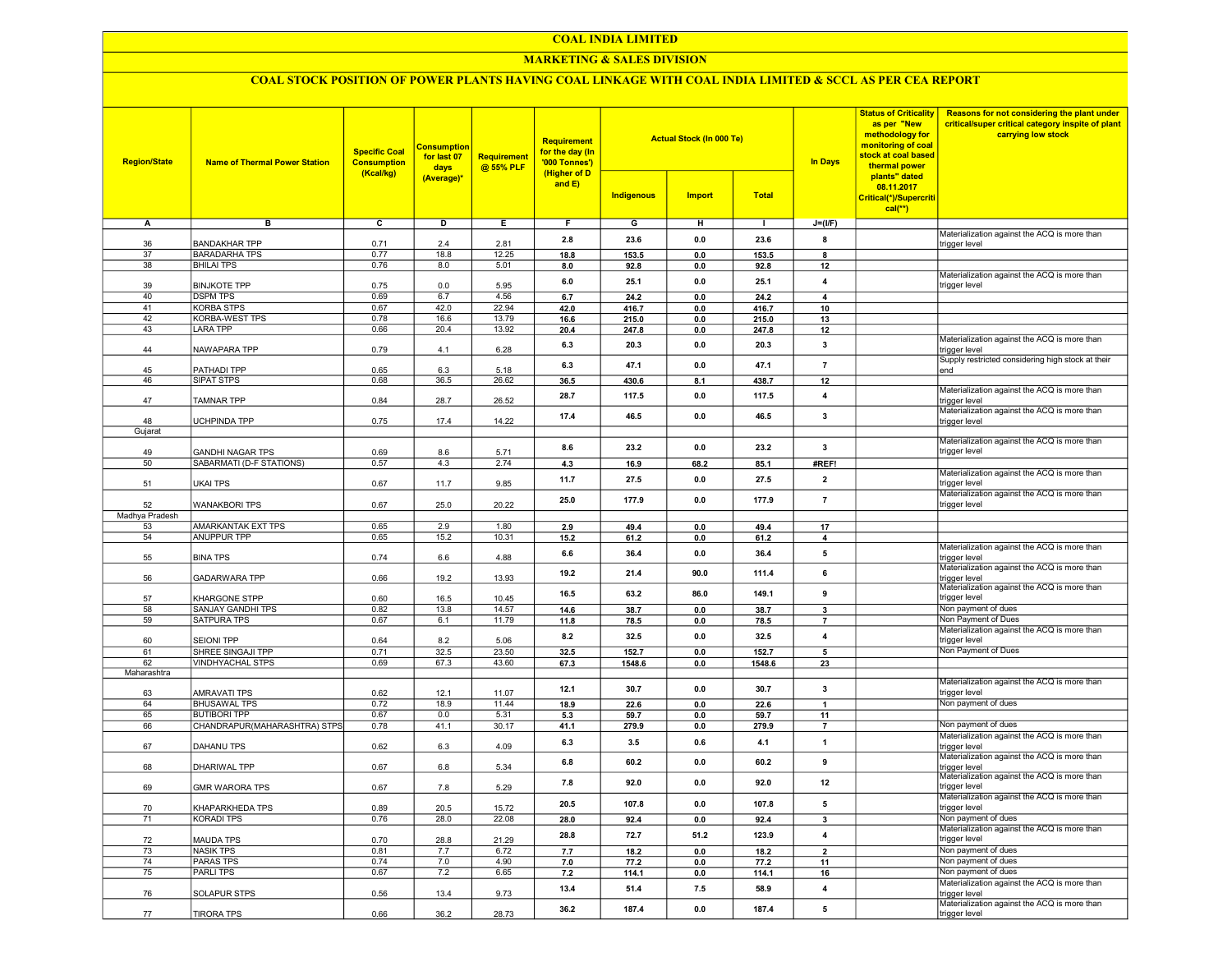# COAL INDIA LIMITED

## MARKETING & SALES DIVISION

### COAL STOCK POSITION OF POWER PLANTS HAVING COAL LINKAGE WITH COAL INDIA LIMITED & SCCL AS PER CEA REPORT

| Region/State | Name of Thermal Power Station | Specific Coal Consumption (Kcal/kg) | Consumption for last 07 days (Average)* | Requirement @ 55% PLF | Requirement for the day (In '000 Tonnes') (Higher of D and E) | Actual Stock (In 000 Te) | | | In Days | Status of Criticality as per "New methodology for monitoring of coal stock at coal based thermal power plants" dated 08.11.2017 Critical(*)/Supercritical(**) | Reasons for not considering the plant under critical/super critical category inspite of plant carrying low stock |
|---|---|---|---|---|---|---|---|---|---|---|---|
| | | | | | | Indigenous | Import | Total | | | |
| A | B | C | D | E | F | G | H | I | J=(I/F) | | |
| 36 | BANDAKHAR TPP | 0.71 | 2.4 | 2.81 | 2.8 | 23.6 | 0.0 | 23.6 | 8 | | Materialization against the ACQ is more than trigger level |
| 37 | BARADARHA TPS | 0.77 | 18.8 | 12.25 | 18.8 | 153.5 | 0.0 | 153.5 | 8 | | |
| 38 | BHILAI TPS | 0.76 | 8.0 | 5.01 | 8.0 | 92.8 | 0.0 | 92.8 | 12 | | |
| 39 | BINJKOTE TPP | 0.75 | 0.0 | 5.95 | 6.0 | 25.1 | 0.0 | 25.1 | 4 | | Materialization against the ACQ is more than trigger level |
| 40 | DSPM TPS | 0.69 | 6.7 | 4.56 | 6.7 | 24.2 | 0.0 | 24.2 | 4 | | |
| 41 | KORBA STPS | 0.67 | 42.0 | 22.94 | 42.0 | 416.7 | 0.0 | 416.7 | 10 | | |
| 42 | KORBA-WEST TPS | 0.78 | 16.6 | 13.79 | 16.6 | 215.0 | 0.0 | 215.0 | 13 | | |
| 43 | LARA TPP | 0.66 | 20.4 | 13.92 | 20.4 | 247.8 | 0.0 | 247.8 | 12 | | |
| 44 | NAWAPARA TPP | 0.79 | 4.1 | 6.28 | 6.3 | 20.3 | 0.0 | 20.3 | 3 | | Materialization against the ACQ is more than trigger level |
| 45 | PATHADI TPP | 0.65 | 6.3 | 5.18 | 6.3 | 47.1 | 0.0 | 47.1 | 7 | | Supply restricted considering high stock at their end |
| 46 | SIPAT STPS | 0.68 | 36.5 | 26.62 | 36.5 | 430.6 | 8.1 | 438.7 | 12 | | |
| 47 | TAMNAR TPP | 0.84 | 28.7 | 26.52 | 28.7 | 117.5 | 0.0 | 117.5 | 4 | | Materialization against the ACQ is more than trigger level |
| 48 | UCHPINDA TPP | 0.75 | 17.4 | 14.22 | 17.4 | 46.5 | 0.0 | 46.5 | 3 | | Materialization against the ACQ is more than trigger level |
| Gujarat | | | | | | | | | | | |
| 49 | GANDHI NAGAR TPS | 0.69 | 8.6 | 5.71 | 8.6 | 23.2 | 0.0 | 23.2 | 3 | | Materialization against the ACQ is more than trigger level |
| 50 | SABARMATI (D-F STATIONS) | 0.57 | 4.3 | 2.74 | 4.3 | 16.9 | 68.2 | 85.1 | #REF! | | |
| 51 | UKAI TPS | 0.67 | 11.7 | 9.85 | 11.7 | 27.5 | 0.0 | 27.5 | 2 | | Materialization against the ACQ is more than trigger level |
| 52 | WANAKBORI TPS | 0.67 | 25.0 | 20.22 | 25.0 | 177.9 | 0.0 | 177.9 | 7 | | Materialization against the ACQ is more than trigger level |
| Madhya Pradesh | | | | | | | | | | | |
| 53 | AMARKANTAK EXT TPS | 0.65 | 2.9 | 1.80 | 2.9 | 49.4 | 0.0 | 49.4 | 17 | | |
| 54 | ANUPPUR TPP | 0.65 | 15.2 | 10.31 | 15.2 | 61.2 | 0.0 | 61.2 | 4 | | |
| 55 | BINA TPS | 0.74 | 6.6 | 4.88 | 6.6 | 36.4 | 0.0 | 36.4 | 5 | | Materialization against the ACQ is more than trigger level |
| 56 | GADARWARA TPP | 0.66 | 19.2 | 13.93 | 19.2 | 21.4 | 90.0 | 111.4 | 6 | | Materialization against the ACQ is more than trigger level |
| 57 | KHARGONE STPP | 0.60 | 16.5 | 10.45 | 16.5 | 63.2 | 86.0 | 149.1 | 9 | | Materialization against the ACQ is more than trigger level |
| 58 | SANJAY GANDHI TPS | 0.82 | 13.8 | 14.57 | 14.6 | 38.7 | 0.0 | 38.7 | 3 | | Non payment of dues |
| 59 | SATPURA TPS | 0.67 | 6.1 | 11.79 | 11.8 | 78.5 | 0.0 | 78.5 | 7 | | Non Payment of Dues |
| 60 | SEIONI TPP | 0.64 | 8.2 | 5.06 | 8.2 | 32.5 | 0.0 | 32.5 | 4 | | Materialization against the ACQ is more than trigger level |
| 61 | SHREE SINGAJI TPP | 0.71 | 32.5 | 23.50 | 32.5 | 152.7 | 0.0 | 152.7 | 5 | | Non Payment of Dues |
| 62 | VINDHYACHAL STPS | 0.69 | 67.3 | 43.60 | 67.3 | 1548.6 | 0.0 | 1548.6 | 23 | | |
| Maharashtra | | | | | | | | | | | |
| 63 | AMRAVATI TPS | 0.62 | 12.1 | 11.07 | 12.1 | 30.7 | 0.0 | 30.7 | 3 | | Materialization against the ACQ is more than trigger level |
| 64 | BHUSAWAL TPS | 0.72 | 18.9 | 11.44 | 18.9 | 22.6 | 0.0 | 22.6 | 1 | | Non payment of dues |
| 65 | BUTIBORI TPP | 0.67 | 0.0 | 5.31 | 5.3 | 59.7 | 0.0 | 59.7 | 11 | | |
| 66 | CHANDRAPUR(MAHARASHTRA) STPS | 0.78 | 41.1 | 30.17 | 41.1 | 279.9 | 0.0 | 279.9 | 7 | | Non payment of dues |
| 67 | DAHANU TPS | 0.62 | 6.3 | 4.09 | 6.3 | 3.5 | 0.6 | 4.1 | 1 | | Materialization against the ACQ is more than trigger level |
| 68 | DHARIWAL TPP | 0.67 | 6.8 | 5.34 | 6.8 | 60.2 | 0.0 | 60.2 | 9 | | Materialization against the ACQ is more than trigger level |
| 69 | GMR WARORA TPS | 0.67 | 7.8 | 5.29 | 7.8 | 92.0 | 0.0 | 92.0 | 12 | | Materialization against the ACQ is more than trigger level |
| 70 | KHAPARKHEDA TPS | 0.89 | 20.5 | 15.72 | 20.5 | 107.8 | 0.0 | 107.8 | 5 | | Materialization against the ACQ is more than trigger level |
| 71 | KORADI TPS | 0.76 | 28.0 | 22.08 | 28.0 | 92.4 | 0.0 | 92.4 | 3 | | Non payment of dues |
| 72 | MAUDA TPS | 0.70 | 28.8 | 21.29 | 28.8 | 72.7 | 51.2 | 123.9 | 4 | | Materialization against the ACQ is more than trigger level |
| 73 | NASIK TPS | 0.81 | 7.7 | 6.72 | 7.7 | 18.2 | 0.0 | 18.2 | 2 | | Non payment of dues |
| 74 | PARAS TPS | 0.74 | 7.0 | 4.90 | 7.0 | 77.2 | 0.0 | 77.2 | 11 | | Non payment of dues |
| 75 | PARLI TPS | 0.67 | 7.2 | 6.65 | 7.2 | 114.1 | 0.0 | 114.1 | 16 | | Non payment of dues |
| 76 | SOLAPUR STPS | 0.56 | 13.4 | 9.73 | 13.4 | 51.4 | 7.5 | 58.9 | 4 | | Materialization against the ACQ is more than trigger level |
| 77 | TIRORA TPS | 0.66 | 36.2 | 28.73 | 36.2 | 187.4 | 0.0 | 187.4 | 5 | | Materialization against the ACQ is more than trigger level |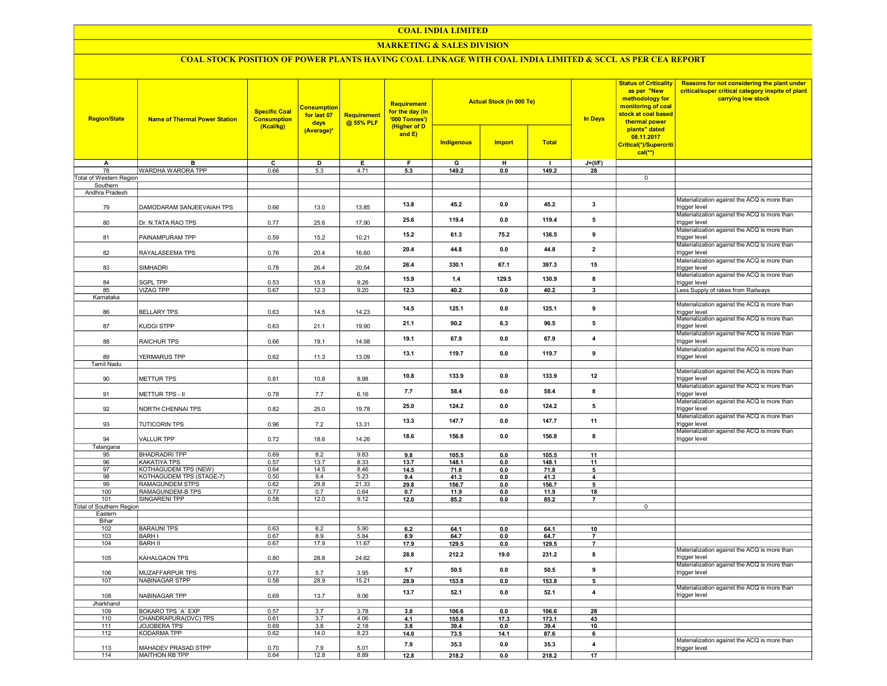# COAL INDIA LIMITED

## MARKETING & SALES DIVISION

### COAL STOCK POSITION OF POWER PLANTS HAVING COAL LINKAGE WITH COAL INDIA LIMITED & SCCL AS PER CEA REPORT

| Region/State | Name of Thermal Power Station | Specific Coal Consumption (Kcal/kg) | Consumption for last 07 days (Average)* | Requirement @ 55% PLF | Requirement for the day (In '000 Tonnes') (Higher of D and E) | Actual Stock (In 000 Te) | | | In Days | Status of Criticality as per "New methodology for monitoring of coal stock at coal based thermal power plants" dated 08.11.2017 Critical(*)/Supercritical(**) | Reasons for not considering the plant under critical/super critical category inspite of plant carrying low stock |
|---|---|---|---|---|---|---|---|---|---|---|---|
| | | | | | | Indigenous | Import | Total | | | |
| A | B | C | D | E | F | G | H | I | J=(I/F) | | |
| 78 | WARDHA WARORA TPP | 0.66 | 5.3 | 4.71 | 5.3 | 149.2 | 0.0 | 149.2 | 28 | | |
| Total of Western Region | | | | | | | | | | 0 | |
| Southern | | | | | | | | | | | |
| Andhra Pradesh | | | | | | | | | | | |
| 79 | DAMODARAM SANJEEVAIAH TPS | 0.66 | 13.0 | 13.85 | 13.8 | 45.2 | 0.0 | 45.2 | 3 | | Materialization against the ACQ is more than trigger level |
| 80 | Dr. N.TATA RAO TPS | 0.77 | 25.6 | 17.90 | 25.6 | 119.4 | 0.0 | 119.4 | 5 | | Materialization against the ACQ is more than trigger level |
| 81 | PAINAMPURAM TPP | 0.59 | 15.2 | 10.21 | 15.2 | 61.3 | 75.2 | 136.5 | 9 | | Materialization against the ACQ is more than trigger level |
| 82 | RAYALASEEMA TPS | 0.76 | 20.4 | 16.60 | 20.4 | 44.8 | 0.0 | 44.8 | 2 | | Materialization against the ACQ is more than trigger level |
| 83 | SIMHADRI | 0.78 | 26.4 | 20.54 | 26.4 | 330.1 | 67.1 | 397.3 | 15 | | Materialization against the ACQ is more than trigger level |
| 84 | SGPL TPP | 0.53 | 15.9 | 9.26 | 15.9 | 1.4 | 129.5 | 130.9 | 8 | | Materialization against the ACQ is more than trigger level |
| 85 | VIZAG TPP | 0.67 | 12.3 | 9.20 | 12.3 | 40.2 | 0.0 | 40.2 | 3 | | Less Supply of rakes from Railways |
| Karnataka | | | | | | | | | | | |
| 86 | BELLARY TPS | 0.63 | 14.5 | 14.23 | 14.5 | 125.1 | 0.0 | 125.1 | 9 | | Materialization against the ACQ is more than trigger level |
| 87 | KUDGI STPP | 0.63 | 21.1 | 19.90 | 21.1 | 90.2 | 6.3 | 96.5 | 5 | | Materialization against the ACQ is more than trigger level |
| 88 | RAICHUR TPS | 0.66 | 19.1 | 14.98 | 19.1 | 67.9 | 0.0 | 67.9 | 4 | | Materialization against the ACQ is more than trigger level |
| 89 | YERMARUS TPP | 0.62 | 11.3 | 13.09 | 13.1 | 119.7 | 0.0 | 119.7 | 9 | | Materialization against the ACQ is more than trigger level |
| Tamil Nadu | | | | | | | | | | | |
| 90 | METTUR TPS | 0.81 | 10.8 | 8.98 | 10.8 | 133.9 | 0.0 | 133.9 | 12 | | Materialization against the ACQ is more than trigger level |
| 91 | METTUR TPS - II | 0.78 | 7.7 | 6.16 | 7.7 | 58.4 | 0.0 | 58.4 | 8 | | Materialization against the ACQ is more than trigger level |
| 92 | NORTH CHENNAI TPS | 0.82 | 25.0 | 19.78 | 25.0 | 124.2 | 0.0 | 124.2 | 5 | | Materialization against the ACQ is more than trigger level |
| 93 | TUTICORIN TPS | 0.96 | 7.2 | 13.31 | 13.3 | 147.7 | 0.0 | 147.7 | 11 | | Materialization against the ACQ is more than trigger level |
| 94 | VALLUR TPP | 0.72 | 18.6 | 14.26 | 18.6 | 156.8 | 0.0 | 156.8 | 8 | | Materialization against the ACQ is more than trigger level |
| Telangana | | | | | | | | | | | |
| 95 | BHADRADRI TPP | 0.69 | 8.2 | 9.83 | 9.8 | 105.5 | 0.0 | 105.5 | 11 | | |
| 96 | KAKATIYA TPS | 0.57 | 13.7 | 8.33 | 13.7 | 148.1 | 0.0 | 148.1 | 11 | | |
| 97 | KOTHAGUDEM TPS (NEW) | 0.64 | 14.5 | 8.46 | 14.5 | 71.8 | 0.0 | 71.8 | 5 | | |
| 98 | KOTHAGUDEM TPS (STAGE-7) | 0.50 | 9.4 | 5.23 | 9.4 | 41.3 | 0.0 | 41.3 | 4 | | |
| 99 | RAMAGUNDEM STPS | 0.62 | 29.8 | 21.33 | 29.8 | 156.7 | 0.0 | 156.7 | 5 | | |
| 100 | RAMAGUNDEM-B TPS | 0.77 | 0.7 | 0.64 | 0.7 | 11.9 | 0.0 | 11.9 | 18 | | |
| 101 | SINGARENI TPP | 0.58 | 12.0 | 9.12 | 12.0 | 85.2 | 0.0 | 85.2 | 7 | | |
| Total of Southern Region | | | | | | | | | | 0 | |
| Eastern | | | | | | | | | | | |
| Bihar | | | | | | | | | | | |
| 102 | BARAUNI TPS | 0.63 | 6.2 | 5.90 | 6.2 | 64.1 | 0.0 | 64.1 | 10 | | |
| 103 | BARH I | 0.67 | 8.9 | 5.84 | 8.9 | 64.7 | 0.0 | 64.7 | 7 | | |
| 104 | BARH II | 0.67 | 17.9 | 11.67 | 17.9 | 129.5 | 0.0 | 129.5 | 7 | | |
| 105 | KAHALGAON TPS | 0.80 | 28.8 | 24.62 | 28.8 | 212.2 | 19.0 | 231.2 | 8 | | Materialization against the ACQ is more than trigger level |
| 106 | MUZAFFARPUR TPS | 0.77 | 5.7 | 3.95 | 5.7 | 50.5 | 0.0 | 50.5 | 9 | | Materialization against the ACQ is more than trigger level |
| 107 | NABINAGAR STPP | 0.58 | 28.9 | 15.21 | 28.9 | 153.8 | 0.0 | 153.8 | 5 | | |
| 108 | NABINAGAR TPP | 0.69 | 13.7 | 9.06 | 13.7 | 52.1 | 0.0 | 52.1 | 4 | | Materialization against the ACQ is more than trigger level |
| Jharkhand | | | | | | | | | | | |
| 109 | BOKARO TPS `A` EXP | 0.57 | 3.7 | 3.78 | 3.8 | 106.6 | 0.0 | 106.6 | 28 | | |
| 110 | CHANDRAPURA(DVC) TPS | 0.61 | 3.7 | 4.06 | 4.1 | 155.8 | 17.3 | 173.1 | 43 | | |
| 111 | JOJOBERA TPS | 0.69 | 3.8 | 2.18 | 3.8 | 39.4 | 0.0 | 39.4 | 10 | | |
| 112 | KODARMA TPP | 0.62 | 14.0 | 8.23 | 14.0 | 73.5 | 14.1 | 87.6 | 6 | | |
| 113 | MAHADEV PRASAD STPP | 0.70 | 7.9 | 5.01 | 7.9 | 35.3 | 0.0 | 35.3 | 4 | | Materialization against the ACQ is more than trigger level |
| 114 | MAITHON RB TPP | 0.64 | 12.8 | 8.89 | 12.8 | 218.2 | 0.0 | 218.2 | 17 | | |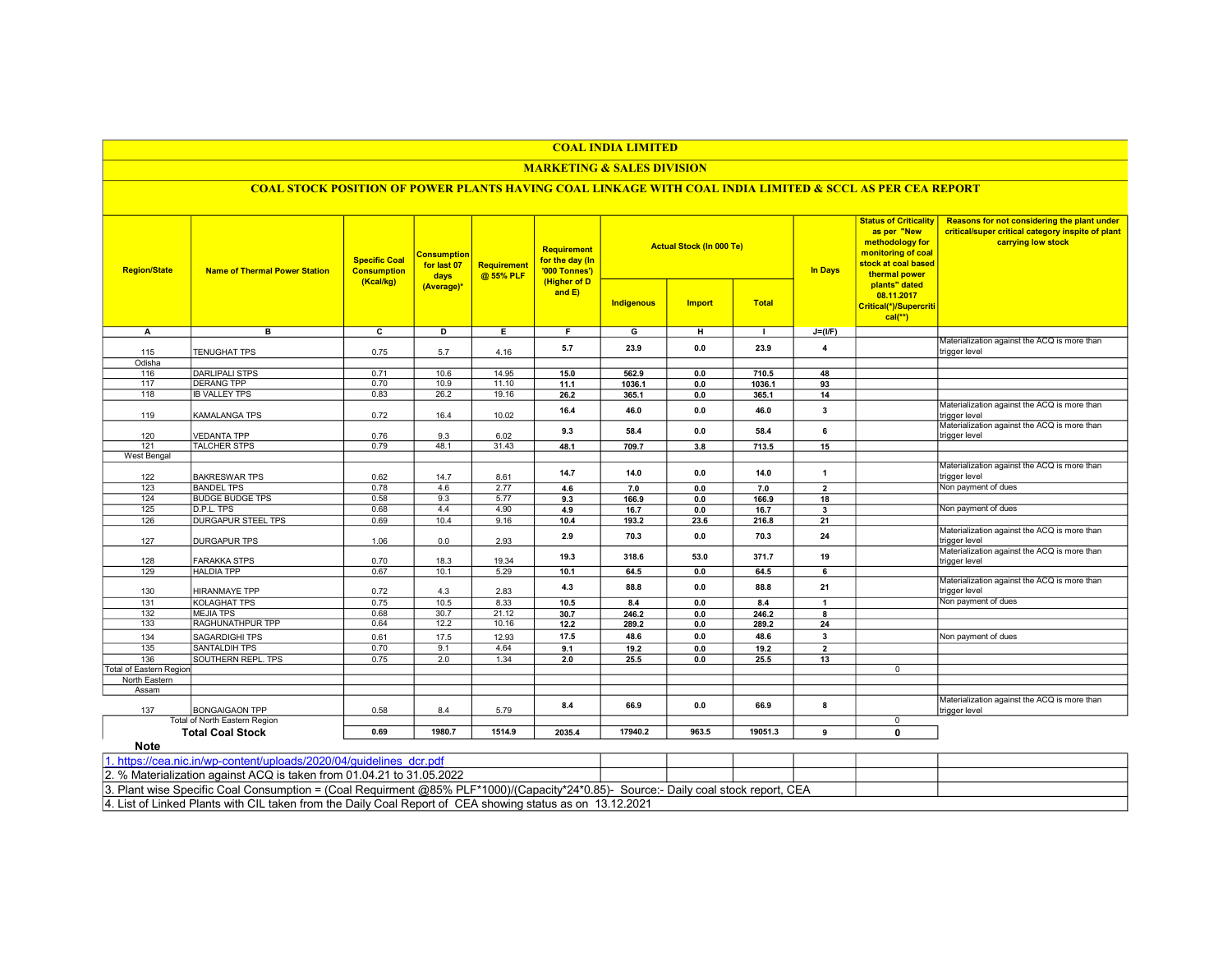# COAL INDIA LIMITED

## MARKETING & SALES DIVISION

### COAL STOCK POSITION OF POWER PLANTS HAVING COAL LINKAGE WITH COAL INDIA LIMITED & SCCL AS PER CEA REPORT

| Region/State | Name of Thermal Power Station | Specific Coal Consumption (Kcal/kg) | Consumption for last 07 days (Average)* | Requirement @ 55% PLF | Requirement for the day (In '000 Tonnes') (Higher of D and E) | Actual Stock (In 000 Te) | | | In Days | Status of Criticality as per "New methodology for monitoring of coal stock at coal based thermal power plants" dated 08.11.2017 Critical(*)/Supercritical(**) | Reasons for not considering the plant under critical/super critical category inspite of plant carrying low stock |
|---|---|---|---|---|---|---|---|---|---|---|---|
| | | | | | | Indigenous | Import | Total | | | |
| A | B | C | D | E | F | G | H | I | J=(I/F) | | |
| 115 | TENUGHAT TPS | 0.75 | 5.7 | 4.16 | 5.7 | 23.9 | 0.0 | 23.9 | 4 | | Materialization against the ACQ is more than trigger level |
| Odisha | | | | | | | | | | | |
| 116 | DARLIPALI STPS | 0.71 | 10.6 | 14.95 | 15.0 | 562.9 | 0.0 | 710.5 | 48 | | |
| 117 | DERANG TPP | 0.70 | 10.9 | 11.10 | 11.1 | 1036.1 | 0.0 | 1036.1 | 93 | | |
| 118 | IB VALLEY TPS | 0.83 | 26.2 | 19.16 | 26.2 | 365.1 | 0.0 | 365.1 | 14 | | |
| 119 | KAMALANGA TPS | 0.72 | 16.4 | 10.02 | 16.4 | 46.0 | 0.0 | 46.0 | 3 | | Materialization against the ACQ is more than trigger level |
| 120 | VEDANTA TPP | 0.76 | 9.3 | 6.02 | 9.3 | 58.4 | 0.0 | 58.4 | 6 | | Materialization against the ACQ is more than trigger level |
| 121 | TALCHER STPS | 0.79 | 48.1 | 31.43 | 48.1 | 709.7 | 3.8 | 713.5 | 15 | | |
| West Bengal | | | | | | | | | | | |
| 122 | BAKRESWAR TPS | 0.62 | 14.7 | 8.61 | 14.7 | 14.0 | 0.0 | 14.0 | 1 | | Materialization against the ACQ is more than trigger level |
| 123 | BANDEL TPS | 0.78 | 4.6 | 2.77 | 4.6 | 7.0 | 0.0 | 7.0 | 2 | | Non payment of dues |
| 124 | BUDGE BUDGE TPS | 0.58 | 9.3 | 5.77 | 9.3 | 166.9 | 0.0 | 166.9 | 18 | | |
| 125 | D.P.L. TPS | 0.68 | 4.4 | 4.90 | 4.9 | 16.7 | 0.0 | 16.7 | 3 | | Non payment of dues |
| 126 | DURGAPUR STEEL TPS | 0.69 | 10.4 | 9.16 | 10.4 | 193.2 | 23.6 | 216.8 | 21 | | |
| 127 | DURGAPUR TPS | 1.06 | 0.0 | 2.93 | 2.9 | 70.3 | 0.0 | 70.3 | 24 | | Materialization against the ACQ is more than trigger level |
| 128 | FARAKKA STPS | 0.70 | 18.3 | 19.34 | 19.3 | 318.6 | 53.0 | 371.7 | 19 | | Materialization against the ACQ is more than trigger level |
| 129 | HALDIA TPP | 0.67 | 10.1 | 5.29 | 10.1 | 64.5 | 0.0 | 64.5 | 6 | | |
| 130 | HIRANMAYE TPP | 0.72 | 4.3 | 2.83 | 4.3 | 88.8 | 0.0 | 88.8 | 21 | | Materialization against the ACQ is more than trigger level |
| 131 | KOLAGHAT TPS | 0.75 | 10.5 | 8.33 | 10.5 | 8.4 | 0.0 | 8.4 | 1 | | Non payment of dues |
| 132 | MEJIA TPS | 0.68 | 30.7 | 21.12 | 30.7 | 246.2 | 0.0 | 246.2 | 8 | | |
| 133 | RAGHUNATHPUR TPP | 0.64 | 12.2 | 10.16 | 12.2 | 289.2 | 0.0 | 289.2 | 24 | | |
| 134 | SAGARDIGHI TPS | 0.61 | 17.5 | 12.93 | 17.5 | 48.6 | 0.0 | 48.6 | 3 | | Non payment of dues |
| 135 | SANTALDIH TPS | 0.70 | 9.1 | 4.64 | 9.1 | 19.2 | 0.0 | 19.2 | 2 | | |
| 136 | SOUTHERN REPL. TPS | 0.75 | 2.0 | 1.34 | 2.0 | 25.5 | 0.0 | 25.5 | 13 | | |
| Total of Eastern Region | | | | | | | | | | 0 | |
| North Eastern | | | | | | | | | | | |
| Assam | | | | | | | | | | | |
| 137 | BONGAIGAON TPP | 0.58 | 8.4 | 5.79 | 8.4 | 66.9 | 0.0 | 66.9 | 8 | | Materialization against the ACQ is more than trigger level |
| Total of North Eastern Region | | | | | | | | | | 0 | |
| **Total Coal Stock** | | 0.69 | 1980.7 | 1514.9 | 2035.4 | 17940.2 | 963.5 | 19051.3 | 9 | 0 | |

**Note**

1. https://cea.nic.in/wp-content/uploads/2020/04/guidelines_dcr.pdf
2. % Materialization against ACQ is taken from 01.04.21 to 31.05.2022
3. Plant wise Specific Coal Consumption = (Coal Requirment @85% PLF*1000)/(Capacity*24*0.85)- Source:- Daily coal stock report, CEA
4. List of Linked Plants with CIL taken from the Daily Coal Report of CEA showing status as on 13.12.2021